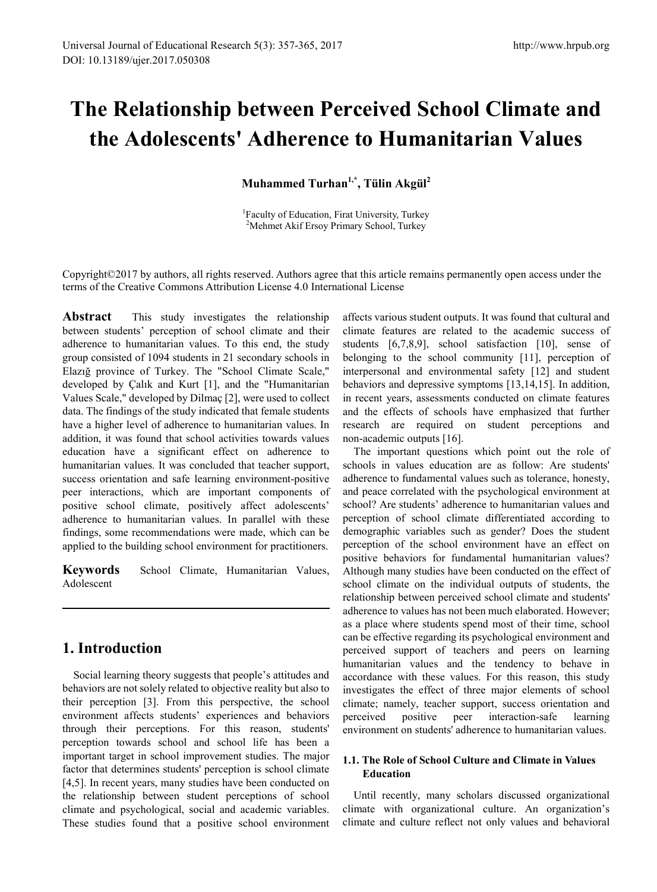# The Relationship between Perceived School Climate and the Adolescents' Adherence to Humanitarian Values

**Muhammed Turhan[1,*], Tülin Akgül[2]**

[1]Faculty of Education, Firat University, Turkey
[2]Mehmet Akif Ersoy Primary School, Turkey

Copyright©2017 by authors, all rights reserved. Authors agree that this article remains permanently open access under the terms of the Creative Commons Attribution License 4.0 International License

**Abstract** This study investigates the relationship between students' perception of school climate and their adherence to humanitarian values. To this end, the study group consisted of 1094 students in 21 secondary schools in Elazığ province of Turkey. The "School Climate Scale," developed by Çalık and Kurt [1], and the "Humanitarian Values Scale," developed by Dilmaç [2], were used to collect data. The findings of the study indicated that female students have a higher level of adherence to humanitarian values. In addition, it was found that school activities towards values education have a significant effect on adherence to humanitarian values. It was concluded that teacher support, success orientation and safe learning environment-positive peer interactions, which are important components of positive school climate, positively affect adolescents' adherence to humanitarian values. In parallel with these findings, some recommendations were made, which can be applied to the building school environment for practitioners.

**Keywords** School Climate, Humanitarian Values, Adolescent

## 1. Introduction

Social learning theory suggests that people's attitudes and behaviors are not solely related to objective reality but also to their perception [3]. From this perspective, the school environment affects students' experiences and behaviors through their perceptions. For this reason, students' perception towards school and school life has been a important target in school improvement studies. The major factor that determines students' perception is school climate [4,5]. In recent years, many studies have been conducted on the relationship between student perceptions of school climate and psychological, social and academic variables. These studies found that a positive school environment affects various student outputs. It was found that cultural and climate features are related to the academic success of students [6,7,8,9], school satisfaction [10], sense of belonging to the school community [11], perception of interpersonal and environmental safety [12] and student behaviors and depressive symptoms [13,14,15]. In addition, in recent years, assessments conducted on climate features and the effects of schools have emphasized that further research are required on student perceptions and non-academic outputs [16].

The important questions which point out the role of schools in values education are as follow: Are students' adherence to fundamental values such as tolerance, honesty, and peace correlated with the psychological environment at school? Are students' adherence to humanitarian values and perception of school climate differentiated according to demographic variables such as gender? Does the student perception of the school environment have an effect on positive behaviors for fundamental humanitarian values? Although many studies have been conducted on the effect of school climate on the individual outputs of students, the relationship between perceived school climate and students' adherence to values has not been much elaborated. However; as a place where students spend most of their time, school can be effective regarding its psychological environment and perceived support of teachers and peers on learning humanitarian values and the tendency to behave in accordance with these values. For this reason, this study investigates the effect of three major elements of school climate; namely, teacher support, success orientation and perceived positive peer interaction-safe learning environment on students' adherence to humanitarian values.

### 1.1. The Role of School Culture and Climate in Values Education

Until recently, many scholars discussed organizational climate with organizational culture. An organization's climate and culture reflect not only values and behavioral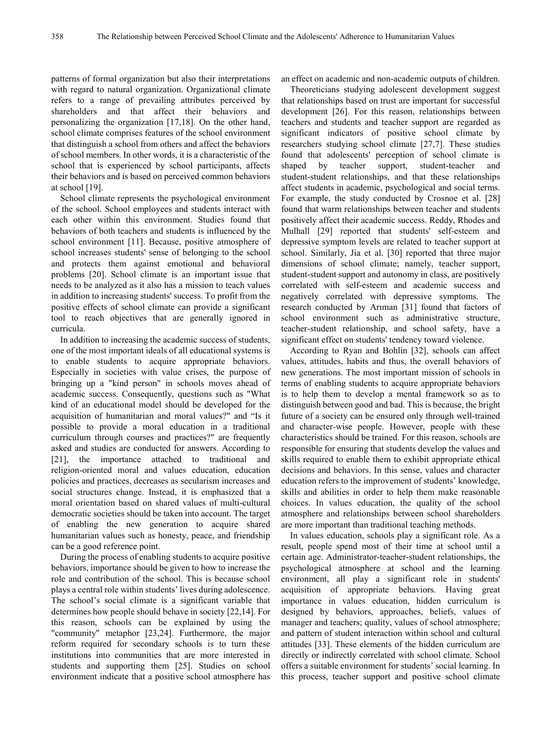patterns of formal organization but also their interpretations with regard to natural organization. Organizational climate refers to a range of prevailing attributes perceived by shareholders and that affect their behaviors and personalizing the organization [17,18]. On the other hand, school climate comprises features of the school environment that distinguish a school from others and affect the behaviors of school members. In other words, it is a characteristic of the school that is experienced by school participants, affects their behaviors and is based on perceived common behaviors at school [19].

School climate represents the psychological environment of the school. School employees and students interact with each other within this environment. Studies found that behaviors of both teachers and students is influenced by the school environment [11]. Because, positive atmosphere of school increases students' sense of belonging to the school and protects them against emotional and behavioral problems [20]. School climate is an important issue that needs to be analyzed as it also has a mission to teach values in addition to increasing students' success. To profit from the positive effects of school climate can provide a significant tool to reach objectives that are generally ignored in curricula.

In addition to increasing the academic success of students, one of the most important ideals of all educational systems is to enable students to acquire appropriate behaviors. Especially in societies with value crises, the purpose of bringing up a "kind person" in schools moves ahead of academic success. Consequently, questions such as "What kind of an educational model should be developed for the acquisition of humanitarian and moral values?" and "Is it possible to provide a moral education in a traditional curriculum through courses and practices?" are frequently asked and studies are conducted for answers. According to [21], the importance attached to traditional and religion-oriented moral and values education, education policies and practices, decreases as secularism increases and social structures change. Instead, it is emphasized that a moral orientation based on shared values of multi-cultural democratic societies should be taken into account. The target of enabling the new generation to acquire shared humanitarian values such as honesty, peace, and friendship can be a good reference point.

During the process of enabling students to acquire positive behaviors, importance should be given to how to increase the role and contribution of the school. This is because school plays a central role within students' lives during adolescence. The school's social climate is a significant variable that determines how people should behave in society [22,14]. For this reason, schools can be explained by using the "community" metaphor [23,24]. Furthermore, the major reform required for secondary schools is to turn these institutions into communities that are more interested in students and supporting them [25]. Studies on school environment indicate that a positive school atmosphere has an effect on academic and non-academic outputs of children.

Theoreticians studying adolescent development suggest that relationships based on trust are important for successful development [26]. For this reason, relationships between teachers and students and teacher support are regarded as significant indicators of positive school climate by researchers studying school climate [27,7]. These studies found that adolescents' perception of school climate is shaped by teacher support, student-teacher and student-student relationships, and that these relationships affect students in academic, psychological and social terms. For example, the study conducted by Crosnoe et al. [28] found that warm relationships between teacher and students positively affect their academic success. Reddy, Rhodes and Mulhall [29] reported that students' self-esteem and depressive symptom levels are related to teacher support at school. Similarly, Jia et al. [30] reported that three major dimensions of school climate; namely, teacher support, student-student support and autonomy in class, are positively correlated with self-esteem and academic success and negatively correlated with depressive symptoms. The research conducted by Arıman [31] found that factors of school environment such as administrative structure, teacher-student relationship, and school safety, have a significant effect on students' tendency toward violence.

According to Ryan and Bohlin [32], schools can affect values, attitudes, habits and thus, the overall behaviors of new generations. The most important mission of schools in terms of enabling students to acquire appropriate behaviors is to help them to develop a mental framework so as to distinguish between good and bad. This is because, the bright future of a society can be ensured only through well-trained and character-wise people. However, people with these characteristics should be trained. For this reason, schools are responsible for ensuring that students develop the values and skills required to enable them to exhibit appropriate ethical decisions and behaviors. In this sense, values and character education refers to the improvement of students' knowledge, skills and abilities in order to help them make reasonable choices. In values education, the quality of the school atmosphere and relationships between school shareholders are more important than traditional teaching methods.

In values education, schools play a significant role. As a result, people spend most of their time at school until a certain age. Administrator-teacher-student relationships, the psychological atmosphere at school and the learning environment, all play a significant role in students' acquisition of appropriate behaviors. Having great importance in values education, hidden curriculum is designed by behaviors, approaches, beliefs, values of manager and teachers; quality, values of school atmosphere; and pattern of student interaction within school and cultural attitudes [33]. These elements of the hidden curriculum are directly or indirectly correlated with school climate. School offers a suitable environment for students' social learning. In this process, teacher support and positive school climate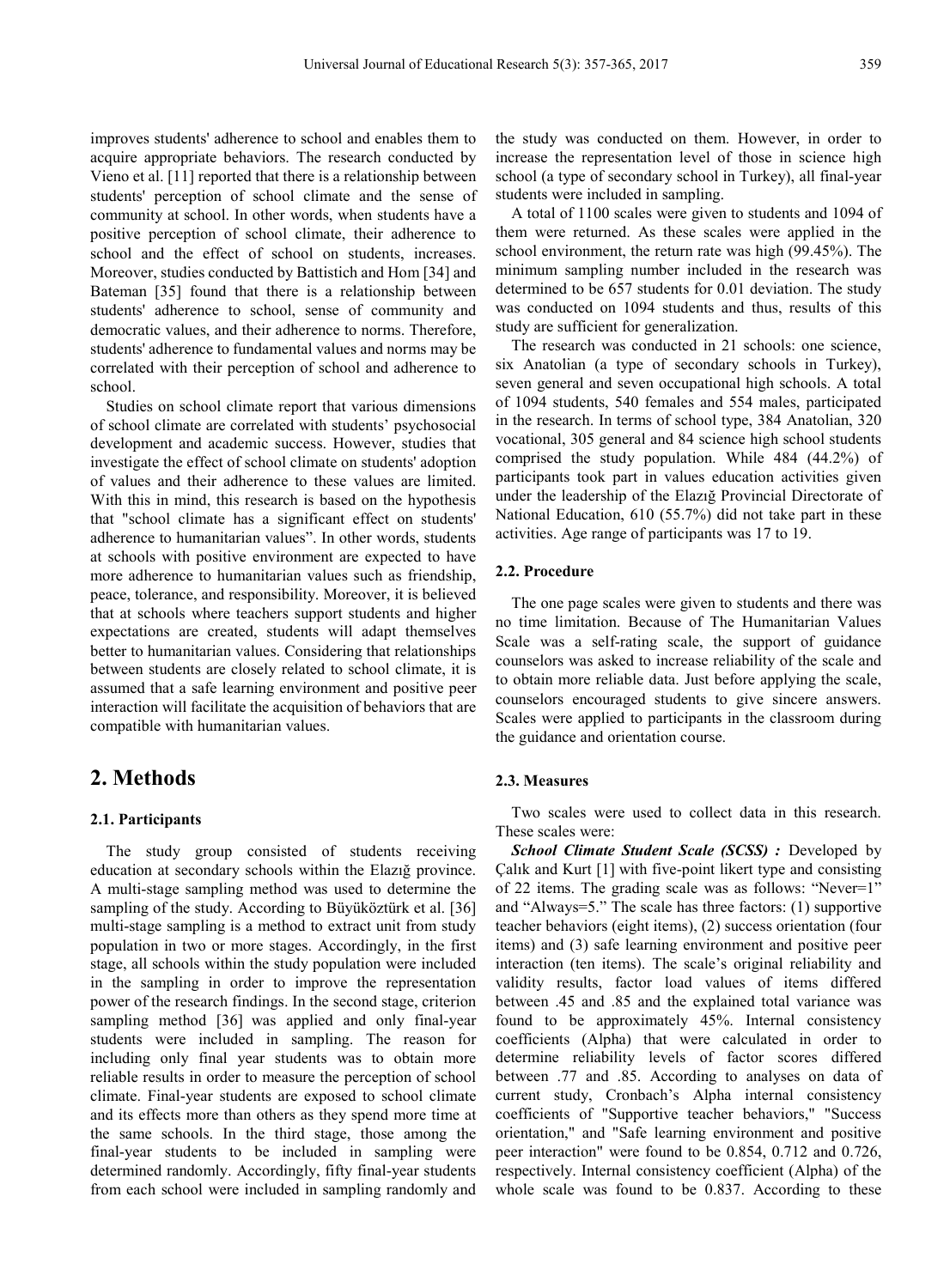improves students' adherence to school and enables them to acquire appropriate behaviors. The research conducted by Vieno et al. [11] reported that there is a relationship between students' perception of school climate and the sense of community at school. In other words, when students have a positive perception of school climate, their adherence to school and the effect of school on students, increases. Moreover, studies conducted by Battistich and Hom [34] and Bateman [35] found that there is a relationship between students' adherence to school, sense of community and democratic values, and their adherence to norms. Therefore, students' adherence to fundamental values and norms may be correlated with their perception of school and adherence to school.

Studies on school climate report that various dimensions of school climate are correlated with students' psychosocial development and academic success. However, studies that investigate the effect of school climate on students' adoption of values and their adherence to these values are limited. With this in mind, this research is based on the hypothesis that "school climate has a significant effect on students' adherence to humanitarian values". In other words, students at schools with positive environment are expected to have more adherence to humanitarian values such as friendship, peace, tolerance, and responsibility. Moreover, it is believed that at schools where teachers support students and higher expectations are created, students will adapt themselves better to humanitarian values. Considering that relationships between students are closely related to school climate, it is assumed that a safe learning environment and positive peer interaction will facilitate the acquisition of behaviors that are compatible with humanitarian values.

# 2. Methods

### 2.1. Participants

The study group consisted of students receiving education at secondary schools within the Elazığ province. A multi-stage sampling method was used to determine the sampling of the study. According to Büyüköztürk et al. [36] multi-stage sampling is a method to extract unit from study population in two or more stages. Accordingly, in the first stage, all schools within the study population were included in the sampling in order to improve the representation power of the research findings. In the second stage, criterion sampling method [36] was applied and only final-year students were included in sampling. The reason for including only final year students was to obtain more reliable results in order to measure the perception of school climate. Final-year students are exposed to school climate and its effects more than others as they spend more time at the same schools. In the third stage, those among the final-year students to be included in sampling were determined randomly. Accordingly, fifty final-year students from each school were included in sampling randomly and the study was conducted on them. However, in order to increase the representation level of those in science high school (a type of secondary school in Turkey), all final-year students were included in sampling.

A total of 1100 scales were given to students and 1094 of them were returned. As these scales were applied in the school environment, the return rate was high (99.45%). The minimum sampling number included in the research was determined to be 657 students for 0.01 deviation. The study was conducted on 1094 students and thus, results of this study are sufficient for generalization.

The research was conducted in 21 schools: one science, six Anatolian (a type of secondary schools in Turkey), seven general and seven occupational high schools. A total of 1094 students, 540 females and 554 males, participated in the research. In terms of school type, 384 Anatolian, 320 vocational, 305 general and 84 science high school students comprised the study population. While 484 (44.2%) of participants took part in values education activities given under the leadership of the Elazığ Provincial Directorate of National Education, 610 (55.7%) did not take part in these activities. Age range of participants was 17 to 19.

### 2.2. Procedure

The one page scales were given to students and there was no time limitation. Because of The Humanitarian Values Scale was a self-rating scale, the support of guidance counselors was asked to increase reliability of the scale and to obtain more reliable data. Just before applying the scale, counselors encouraged students to give sincere answers. Scales were applied to participants in the classroom during the guidance and orientation course.

### 2.3. Measures

Two scales were used to collect data in this research. These scales were:

***School Climate Student Scale (SCSS) :*** Developed by Çalık and Kurt [1] with five-point likert type and consisting of 22 items. The grading scale was as follows: "Never=1" and "Always=5." The scale has three factors: (1) supportive teacher behaviors (eight items), (2) success orientation (four items) and (3) safe learning environment and positive peer interaction (ten items). The scale's original reliability and validity results, factor load values of items differed between .45 and .85 and the explained total variance was found to be approximately 45%. Internal consistency coefficients (Alpha) that were calculated in order to determine reliability levels of factor scores differed between .77 and .85. According to analyses on data of current study, Cronbach's Alpha internal consistency coefficients of "Supportive teacher behaviors," "Success orientation," and "Safe learning environment and positive peer interaction" were found to be 0.854, 0.712 and 0.726, respectively. Internal consistency coefficient (Alpha) of the whole scale was found to be 0.837. According to these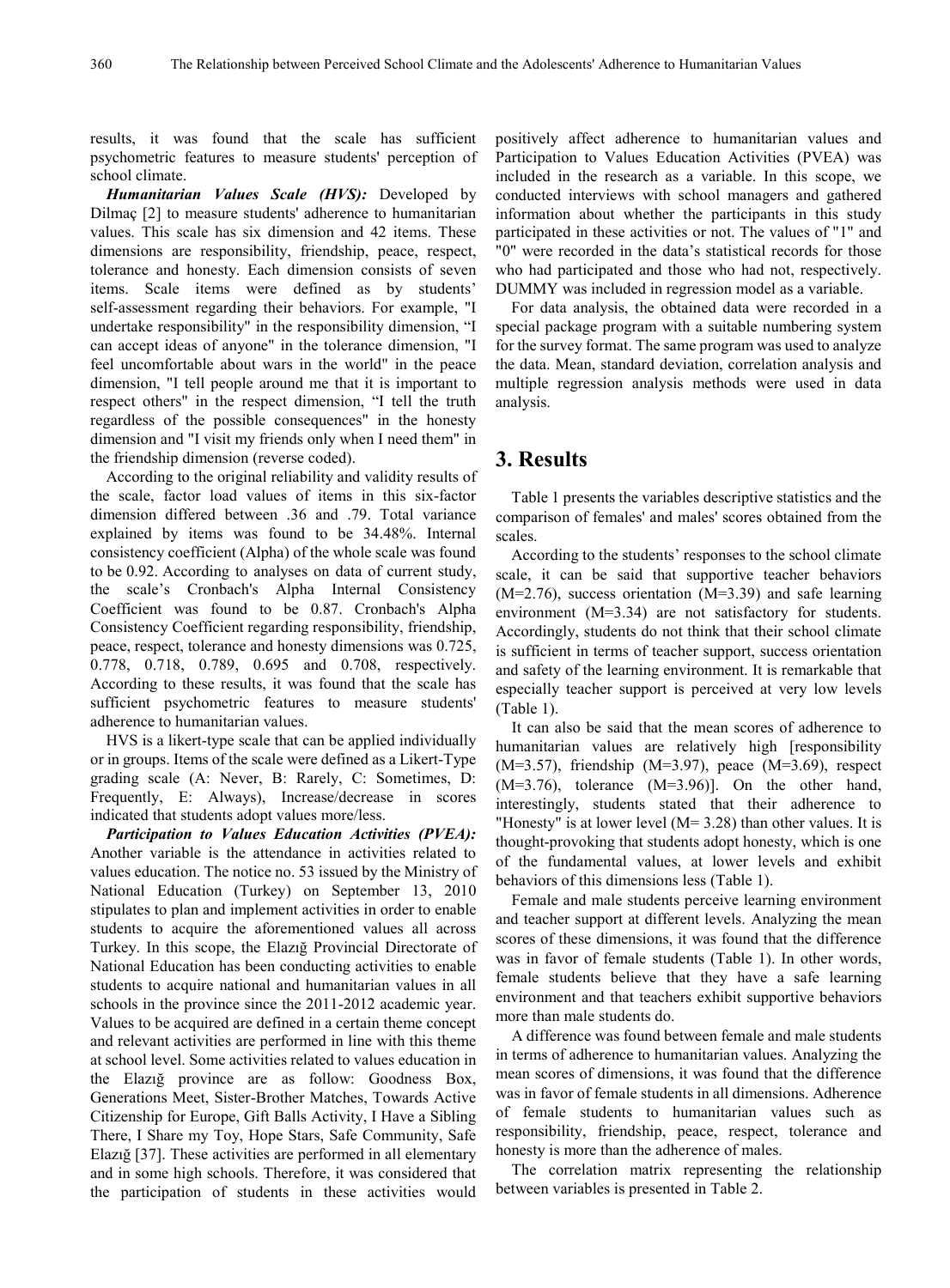results, it was found that the scale has sufficient psychometric features to measure students' perception of school climate.

***Humanitarian Values Scale (HVS):*** Developed by Dilmaç [2] to measure students' adherence to humanitarian values. This scale has six dimension and 42 items. These dimensions are responsibility, friendship, peace, respect, tolerance and honesty. Each dimension consists of seven items. Scale items were defined as by students' self-assessment regarding their behaviors. For example, "I undertake responsibility" in the responsibility dimension, "I can accept ideas of anyone" in the tolerance dimension, "I feel uncomfortable about wars in the world" in the peace dimension, "I tell people around me that it is important to respect others" in the respect dimension, "I tell the truth regardless of the possible consequences" in the honesty dimension and "I visit my friends only when I need them" in the friendship dimension (reverse coded).

According to the original reliability and validity results of the scale, factor load values of items in this six-factor dimension differed between .36 and .79. Total variance explained by items was found to be 34.48%. Internal consistency coefficient (Alpha) of the whole scale was found to be 0.92. According to analyses on data of current study, the scale's Cronbach's Alpha Internal Consistency Coefficient was found to be 0.87. Cronbach's Alpha Consistency Coefficient regarding responsibility, friendship, peace, respect, tolerance and honesty dimensions was 0.725, 0.778, 0.718, 0.789, 0.695 and 0.708, respectively. According to these results, it was found that the scale has sufficient psychometric features to measure students' adherence to humanitarian values.

HVS is a likert-type scale that can be applied individually or in groups. Items of the scale were defined as a Likert-Type grading scale (A: Never, B: Rarely, C: Sometimes, D: Frequently, E: Always), Increase/decrease in scores indicated that students adopt values more/less.

***Participation to Values Education Activities (PVEA):*** Another variable is the attendance in activities related to values education. The notice no. 53 issued by the Ministry of National Education (Turkey) on September 13, 2010 stipulates to plan and implement activities in order to enable students to acquire the aforementioned values all across Turkey. In this scope, the Elazığ Provincial Directorate of National Education has been conducting activities to enable students to acquire national and humanitarian values in all schools in the province since the 2011-2012 academic year. Values to be acquired are defined in a certain theme concept and relevant activities are performed in line with this theme at school level. Some activities related to values education in the Elazığ province are as follow: Goodness Box, Generations Meet, Sister-Brother Matches, Towards Active Citizenship for Europe, Gift Balls Activity, I Have a Sibling There, I Share my Toy, Hope Stars, Safe Community, Safe Elazığ [37]. These activities are performed in all elementary and in some high schools. Therefore, it was considered that the participation of students in these activities would positively affect adherence to humanitarian values and Participation to Values Education Activities (PVEA) was included in the research as a variable. In this scope, we conducted interviews with school managers and gathered information about whether the participants in this study participated in these activities or not. The values of "1" and "0" were recorded in the data's statistical records for those who had participated and those who had not, respectively. DUMMY was included in regression model as a variable.

For data analysis, the obtained data were recorded in a special package program with a suitable numbering system for the survey format. The same program was used to analyze the data. Mean, standard deviation, correlation analysis and multiple regression analysis methods were used in data analysis.

## 3. Results

Table 1 presents the variables descriptive statistics and the comparison of females' and males' scores obtained from the scales.

According to the students' responses to the school climate scale, it can be said that supportive teacher behaviors (M=2.76), success orientation (M=3.39) and safe learning environment (M=3.34) are not satisfactory for students. Accordingly, students do not think that their school climate is sufficient in terms of teacher support, success orientation and safety of the learning environment. It is remarkable that especially teacher support is perceived at very low levels (Table 1).

It can also be said that the mean scores of adherence to humanitarian values are relatively high [responsibility (M=3.57), friendship (M=3.97), peace (M=3.69), respect (M=3.76), tolerance (M=3.96)]. On the other hand, interestingly, students stated that their adherence to "Honesty" is at lower level (M= 3.28) than other values. It is thought-provoking that students adopt honesty, which is one of the fundamental values, at lower levels and exhibit behaviors of this dimensions less (Table 1).

Female and male students perceive learning environment and teacher support at different levels. Analyzing the mean scores of these dimensions, it was found that the difference was in favor of female students (Table 1). In other words, female students believe that they have a safe learning environment and that teachers exhibit supportive behaviors more than male students do.

A difference was found between female and male students in terms of adherence to humanitarian values. Analyzing the mean scores of dimensions, it was found that the difference was in favor of female students in all dimensions. Adherence of female students to humanitarian values such as responsibility, friendship, peace, respect, tolerance and honesty is more than the adherence of males.

The correlation matrix representing the relationship between variables is presented in Table 2.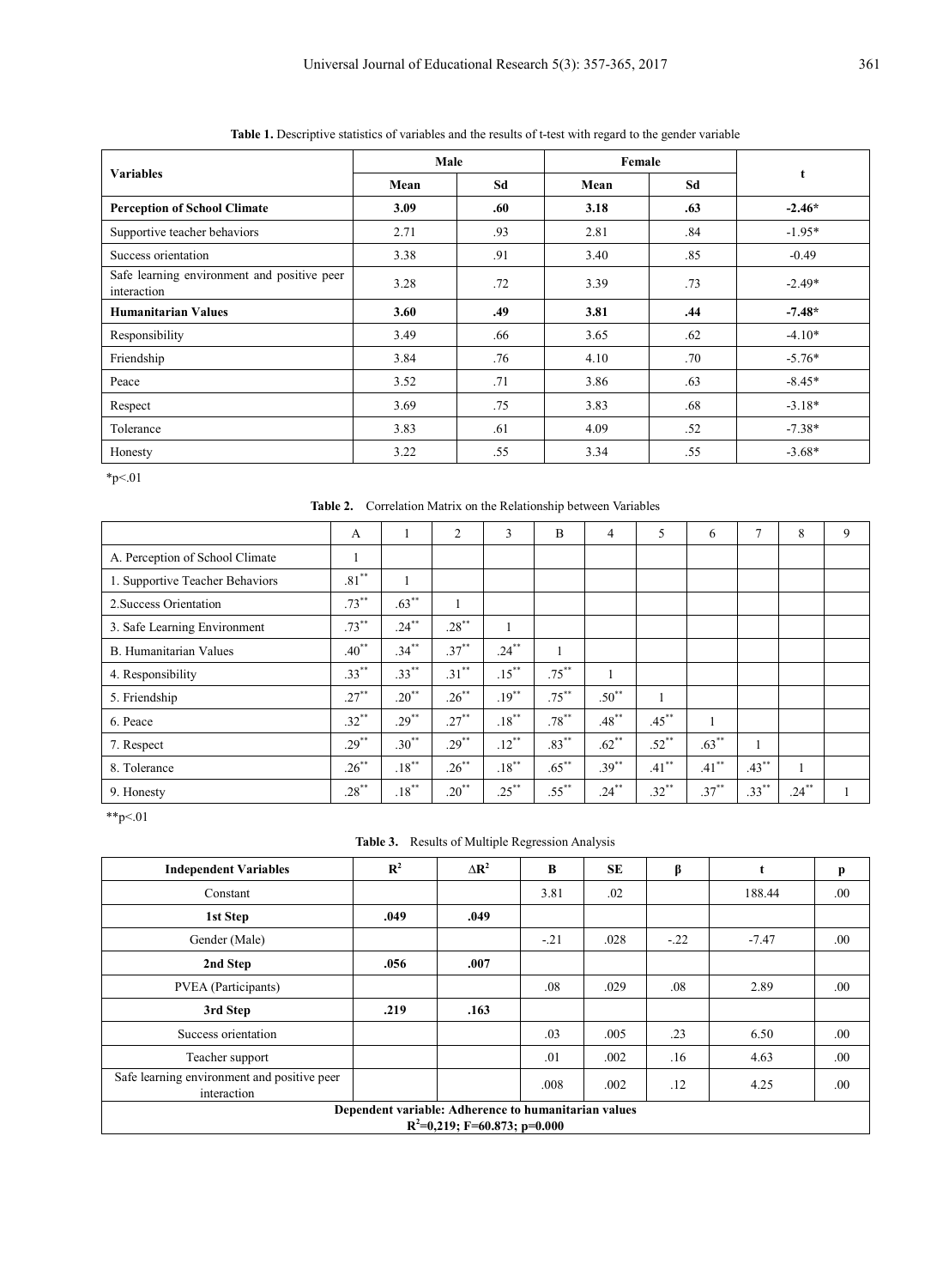**Table 1.** Descriptive statistics of variables and the results of t-test with regard to the gender variable

| Variables | Male | | Female | | t |
|---|---|---|---|---|---|
| | Mean | Sd | Mean | Sd | |
| **Perception of School Climate** | **3.09** | **.60** | **3.18** | **.63** | **-2.46*** |
| Supportive teacher behaviors | 2.71 | .93 | 2.81 | .84 | -1.95* |
| Success orientation | 3.38 | .91 | 3.40 | .85 | -0.49 |
| Safe learning environment and positive peer interaction | 3.28 | .72 | 3.39 | .73 | -2.49* |
| **Humanitarian Values** | **3.60** | **.49** | **3.81** | **.44** | **-7.48*** |
| Responsibility | 3.49 | .66 | 3.65 | .62 | -4.10* |
| Friendship | 3.84 | .76 | 4.10 | .70 | -5.76* |
| Peace | 3.52 | .71 | 3.86 | .63 | -8.45* |
| Respect | 3.69 | .75 | 3.83 | .68 | -3.18* |
| Tolerance | 3.83 | .61 | 4.09 | .52 | -7.38* |
| Honesty | 3.22 | .55 | 3.34 | .55 | -3.68* |

*p<.01

**Table 2.** Correlation Matrix on the Relationship between Variables

| | A | 1 | 2 | 3 | B | 4 | 5 | 6 | 7 | 8 | 9 |
|---|---|---|---|---|---|---|---|---|---|---|---|
| A. Perception of School Climate | 1 | | | | | | | | | | |
| 1. Supportive Teacher Behaviors | .81** | 1 | | | | | | | | | |
| 2.Success Orientation | .73** | .63** | 1 | | | | | | | | |
| 3. Safe Learning Environment | .73** | .24** | .28** | 1 | | | | | | | |
| B. Humanitarian Values | .40** | .34** | .37** | .24** | 1 | | | | | | |
| 4. Responsibility | .33** | .33** | .31** | .15** | .75** | 1 | | | | | |
| 5. Friendship | .27** | .20** | .26** | .19** | .75** | .50** | 1 | | | | |
| 6. Peace | .32** | .29** | .27** | .18** | .78** | .48** | .45** | 1 | | | |
| 7. Respect | .29** | .30** | .29** | .12** | .83** | .62** | .52** | .63** | 1 | | |
| 8. Tolerance | .26** | .18** | .26** | .18** | .65** | .39** | .41** | .41** | .43** | 1 | |
| 9. Honesty | .28** | .18** | .20** | .25** | .55** | .24** | .32** | .37** | .33** | .24** | 1 |

**p<.01

**Table 3.** Results of Multiple Regression Analysis

| Independent Variables | $R^2$ | $\Delta R^2$ | B | SE | β | t | p |
|---|---|---|---|---|---|---|---|
| Constant | | | 3.81 | .02 | | 188.44 | .00 |
| **1st Step** | **.049** | **.049** | | | | | |
| Gender (Male) | | | -.21 | .028 | -.22 | -7.47 | .00 |
| **2nd Step** | **.056** | **.007** | | | | | |
| PVEA (Participants) | | | .08 | .029 | .08 | 2.89 | .00 |
| **3rd Step** | **.219** | **.163** | | | | | |
| Success orientation | | | .03 | .005 | .23 | 6.50 | .00 |
| Teacher support | | | .01 | .002 | .16 | 4.63 | .00 |
| Safe learning environment and positive peer interaction | | | .008 | .002 | .12 | 4.25 | .00 |
| **Dependent variable: Adherence to humanitarian values** **$R^2$=0,219; F=60.873; p=0.000** | | | | | | | |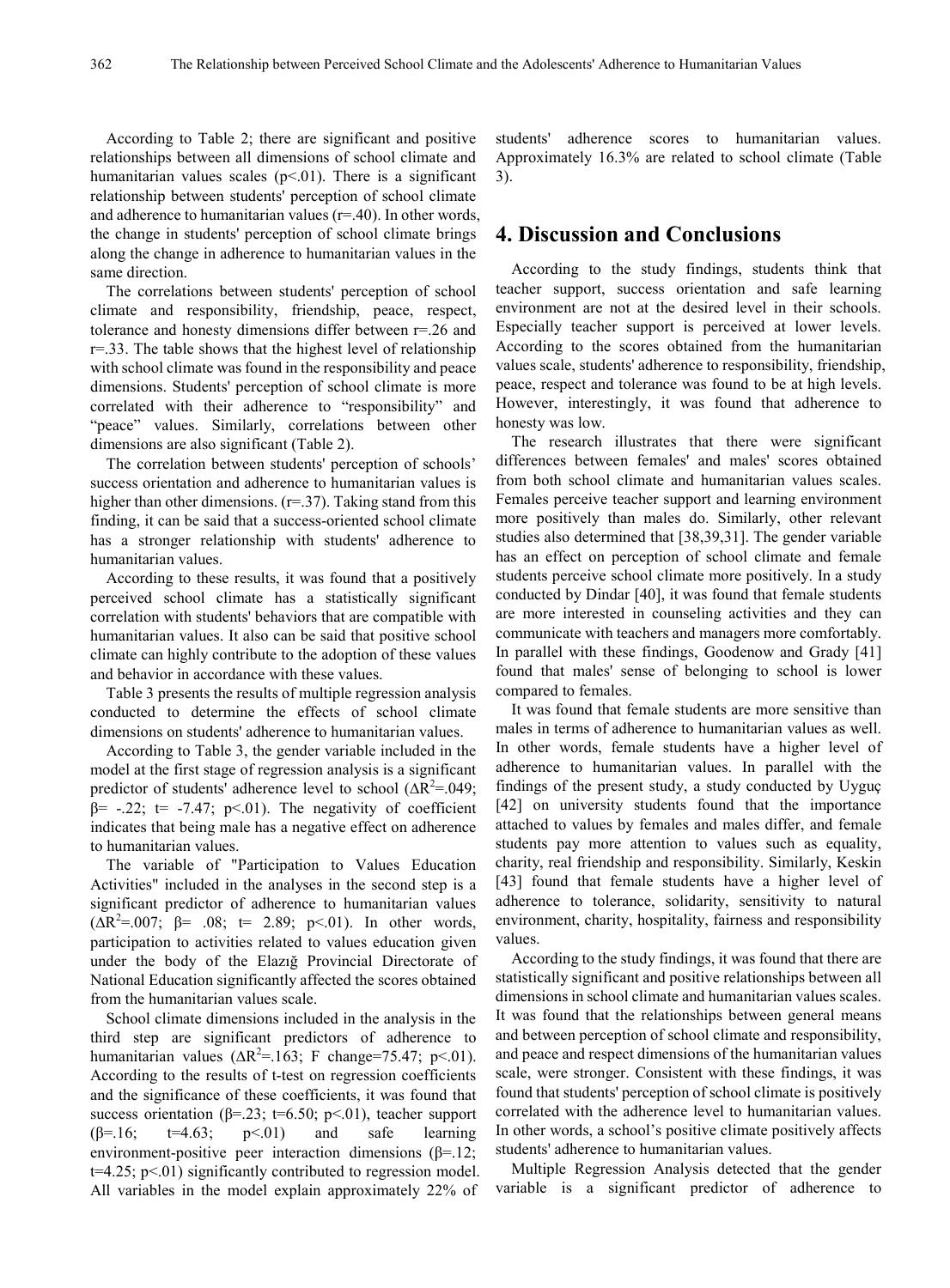According to Table 2; there are significant and positive relationships between all dimensions of school climate and humanitarian values scales ($p<.01$). There is a significant relationship between students' perception of school climate and adherence to humanitarian values ($r=.40$). In other words, the change in students' perception of school climate brings along the change in adherence to humanitarian values in the same direction.

The correlations between students' perception of school climate and responsibility, friendship, peace, respect, tolerance and honesty dimensions differ between $r=.26$ and $r=.33$. The table shows that the highest level of relationship with school climate was found in the responsibility and peace dimensions. Students' perception of school climate is more correlated with their adherence to "responsibility" and "peace" values. Similarly, correlations between other dimensions are also significant (Table 2).

The correlation between students' perception of schools' success orientation and adherence to humanitarian values is higher than other dimensions. ($r=.37$). Taking stand from this finding, it can be said that a success-oriented school climate has a stronger relationship with students' adherence to humanitarian values.

According to these results, it was found that a positively perceived school climate has a statistically significant correlation with students' behaviors that are compatible with humanitarian values. It also can be said that positive school climate can highly contribute to the adoption of these values and behavior in accordance with these values.

Table 3 presents the results of multiple regression analysis conducted to determine the effects of school climate dimensions on students' adherence to humanitarian values.

According to Table 3, the gender variable included in the model at the first stage of regression analysis is a significant predictor of students' adherence level to school ($\Delta R^2=.049$; $\beta= -.22$; $t= -7.47$; $p<.01$). The negativity of coefficient indicates that being male has a negative effect on adherence to humanitarian values.

The variable of "Participation to Values Education Activities" included in the analyses in the second step is a significant predictor of adherence to humanitarian values ($\Delta R^2=.007$; $\beta= .08$; $t= 2.89$; $p<.01$). In other words, participation to activities related to values education given under the body of the Elazığ Provincial Directorate of National Education significantly affected the scores obtained from the humanitarian values scale.

School climate dimensions included in the analysis in the third step are significant predictors of adherence to humanitarian values ($\Delta R^2=.163$; F change$=75.47$; $p<.01$). According to the results of t-test on regression coefficients and the significance of these coefficients, it was found that success orientation ($\beta=.23$; $t=6.50$; $p<.01$), teacher support ($\beta=.16$; $t=4.63$; $p<.01$) and safe learning environment-positive peer interaction dimensions ($\beta=.12$; $t=4.25$; $p<.01$) significantly contributed to regression model. All variables in the model explain approximately 22% of students' adherence scores to humanitarian values. Approximately 16.3% are related to school climate (Table 3).

# 4. Discussion and Conclusions

According to the study findings, students think that teacher support, success orientation and safe learning environment are not at the desired level in their schools. Especially teacher support is perceived at lower levels. According to the scores obtained from the humanitarian values scale, students' adherence to responsibility, friendship, peace, respect and tolerance was found to be at high levels. However, interestingly, it was found that adherence to honesty was low.

The research illustrates that there were significant differences between females' and males' scores obtained from both school climate and humanitarian values scales. Females perceive teacher support and learning environment more positively than males do. Similarly, other relevant studies also determined that [38,39,31]. The gender variable has an effect on perception of school climate and female students perceive school climate more positively. In a study conducted by Dindar [40], it was found that female students are more interested in counseling activities and they can communicate with teachers and managers more comfortably. In parallel with these findings, Goodenow and Grady [41] found that males' sense of belonging to school is lower compared to females.

It was found that female students are more sensitive than males in terms of adherence to humanitarian values as well. In other words, female students have a higher level of adherence to humanitarian values. In parallel with the findings of the present study, a study conducted by Uyguç [42] on university students found that the importance attached to values by females and males differ, and female students pay more attention to values such as equality, charity, real friendship and responsibility. Similarly, Keskin [43] found that female students have a higher level of adherence to tolerance, solidarity, sensitivity to natural environment, charity, hospitality, fairness and responsibility values.

According to the study findings, it was found that there are statistically significant and positive relationships between all dimensions in school climate and humanitarian values scales. It was found that the relationships between general means and between perception of school climate and responsibility, and peace and respect dimensions of the humanitarian values scale, were stronger. Consistent with these findings, it was found that students' perception of school climate is positively correlated with the adherence level to humanitarian values. In other words, a school's positive climate positively affects students' adherence to humanitarian values.

Multiple Regression Analysis detected that the gender variable is a significant predictor of adherence to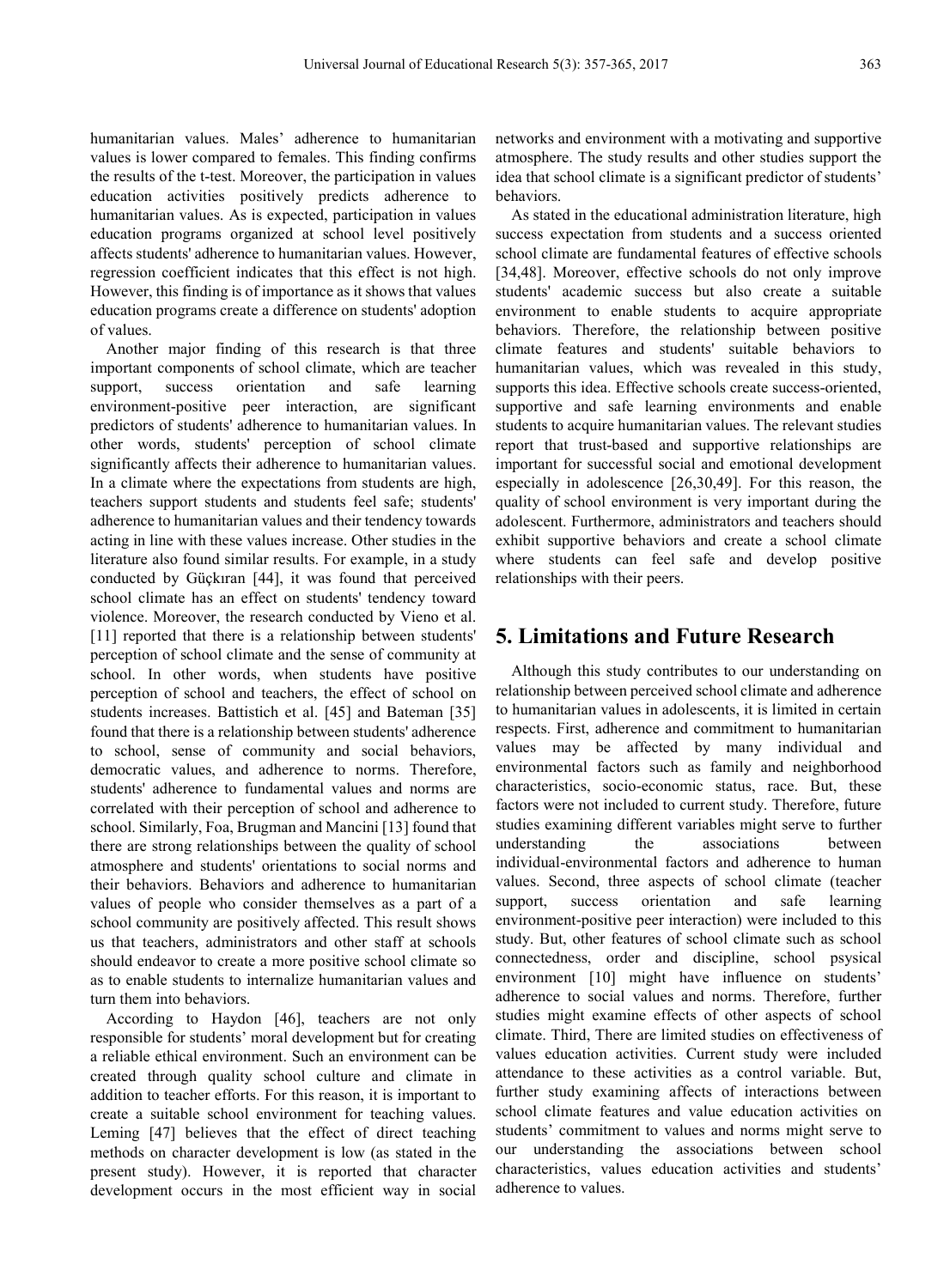humanitarian values. Males' adherence to humanitarian values is lower compared to females. This finding confirms the results of the t-test. Moreover, the participation in values education activities positively predicts adherence to humanitarian values. As is expected, participation in values education programs organized at school level positively affects students' adherence to humanitarian values. However, regression coefficient indicates that this effect is not high. However, this finding is of importance as it shows that values education programs create a difference on students' adoption of values.

Another major finding of this research is that three important components of school climate, which are teacher support, success orientation and safe learning environment-positive peer interaction, are significant predictors of students' adherence to humanitarian values. In other words, students' perception of school climate significantly affects their adherence to humanitarian values. In a climate where the expectations from students are high, teachers support students and students feel safe; students' adherence to humanitarian values and their tendency towards acting in line with these values increase. Other studies in the literature also found similar results. For example, in a study conducted by Güçkıran [44], it was found that perceived school climate has an effect on students' tendency toward violence. Moreover, the research conducted by Vieno et al. [11] reported that there is a relationship between students' perception of school climate and the sense of community at school. In other words, when students have positive perception of school and teachers, the effect of school on students increases. Battistich et al. [45] and Bateman [35] found that there is a relationship between students' adherence to school, sense of community and social behaviors, democratic values, and adherence to norms. Therefore, students' adherence to fundamental values and norms are correlated with their perception of school and adherence to school. Similarly, Foa, Brugman and Mancini [13] found that there are strong relationships between the quality of school atmosphere and students' orientations to social norms and their behaviors. Behaviors and adherence to humanitarian values of people who consider themselves as a part of a school community are positively affected. This result shows us that teachers, administrators and other staff at schools should endeavor to create a more positive school climate so as to enable students to internalize humanitarian values and turn them into behaviors.

According to Haydon [46], teachers are not only responsible for students' moral development but for creating a reliable ethical environment. Such an environment can be created through quality school culture and climate in addition to teacher efforts. For this reason, it is important to create a suitable school environment for teaching values. Leming [47] believes that the effect of direct teaching methods on character development is low (as stated in the present study). However, it is reported that character development occurs in the most efficient way in social networks and environment with a motivating and supportive atmosphere. The study results and other studies support the idea that school climate is a significant predictor of students' behaviors.

As stated in the educational administration literature, high success expectation from students and a success oriented school climate are fundamental features of effective schools [34,48]. Moreover, effective schools do not only improve students' academic success but also create a suitable environment to enable students to acquire appropriate behaviors. Therefore, the relationship between positive climate features and students' suitable behaviors to humanitarian values, which was revealed in this study, supports this idea. Effective schools create success-oriented, supportive and safe learning environments and enable students to acquire humanitarian values. The relevant studies report that trust-based and supportive relationships are important for successful social and emotional development especially in adolescence [26,30,49]. For this reason, the quality of school environment is very important during the adolescent. Furthermore, administrators and teachers should exhibit supportive behaviors and create a school climate where students can feel safe and develop positive relationships with their peers.

## 5. Limitations and Future Research

Although this study contributes to our understanding on relationship between perceived school climate and adherence to humanitarian values in adolescents, it is limited in certain respects. First, adherence and commitment to humanitarian values may be affected by many individual and environmental factors such as family and neighborhood characteristics, socio-economic status, race. But, these factors were not included to current study. Therefore, future studies examining different variables might serve to further understanding the associations between individual-environmental factors and adherence to human values. Second, three aspects of school climate (teacher support, success orientation and safe learning environment-positive peer interaction) were included to this study. But, other features of school climate such as school connectedness, order and discipline, school psysical environment [10] might have influence on students' adherence to social values and norms. Therefore, further studies might examine effects of other aspects of school climate. Third, There are limited studies on effectiveness of values education activities. Current study were included attendance to these activities as a control variable. But, further study examining affects of interactions between school climate features and value education activities on students' commitment to values and norms might serve to our understanding the associations between school characteristics, values education activities and students' adherence to values.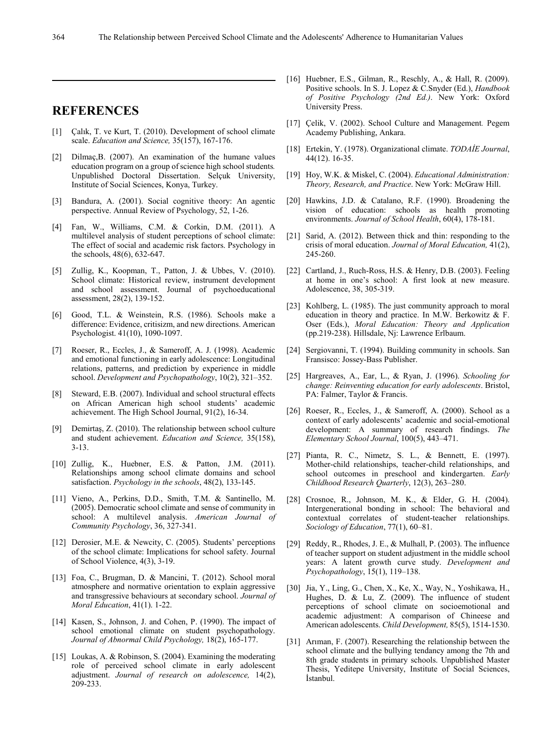# REFERENCES

[1] Çalık, T. ve Kurt, T. (2010). Development of school climate scale. *Education and Science,* 35(157), 167-176.

[2] Dilmaç,B. (2007). An examination of the humane values education program on a group of science high school students*.* Unpublished Doctoral Dissertation. Selçuk University, Institute of Social Sciences, Konya, Turkey.

[3] Bandura, A. (2001). Social cognitive theory: An agentic perspective. Annual Review of Psychology, 52, 1-26.

[4] Fan, W., Williams, C.M. & Corkin, D.M. (2011). A multilevel analysis of student perceptions of school climate: The effect of social and academic risk factors. Psychology in the schools, 48(6), 632-647.

[5] Zullig, K., Koopman, T., Patton, J. & Ubbes, V. (2010). School climate: Historical review, instrument development and school assessment. Journal of psychoeducational assessment, 28(2), 139-152.

[6] Good, T.L. & Weinstein, R.S. (1986). Schools make a difference: Evidence, critisizm, and new directions. American Psychologist. 41(10), 1090-1097.

[7] Roeser, R., Eccles, J., & Sameroff, A. J. (1998). Academic and emotional functioning in early adolescence: Longitudinal relations, patterns, and prediction by experience in middle school. *Development and Psychopathology*, 10(2), 321–352.

[8] Steward, E.B. (2007). Individual and school structural effects on African American high school students' academic achievement. The High School Journal, 91(2), 16-34.

[9] Demirtaş, Z. (2010). The relationship between school culture and student achievement. *Education and Science,* 35(158), 3-13.

[10] Zullig, K., Huebner, E.S. & Patton, J.M. (2011). Relationships among school climate domains and school satisfaction. *Psychology in the schools*, 48(2), 133-145.

[11] Vieno, A., Perkins, D.D., Smith, T.M. & Santinello, M. (2005). Democratic school climate and sense of community in school: A multilevel analysis. *American Journal of Community Psychology*, 36, 327-341.

[12] Derosier, M.E. & Newcity, C. (2005). Students' perceptions of the school climate: Implications for school safety. Journal of School Violence, 4(3), 3-19.

[13] Foa, C., Brugman, D. & Mancini, T. (2012). School moral atmosphere and normative orientation to explain aggressive and transgressive behaviours at secondary school. *Journal of Moral Education*, 41(1). 1-22.

[14] Kasen, S., Johnson, J. and Cohen, P. (1990). The impact of school emotional climate on student psychopathology. *Journal of Abnormal Child Psychology,* 18(2), 165-177.

[15] Loukas, A. & Robinson, S. (2004). Examining the moderating role of perceived school climate in early adolescent adjustment. *Journal of research on adolescence,* 14(2), 209-233.

[16] Huebner, E.S., Gilman, R., Reschly, A., & Hall, R. (2009). Positive schools. In S. J. Lopez & C.Snyder (Ed.), *Handbook of Positive Psychology (2nd Ed.)*. New York: Oxford University Press.

[17] Çelik, V. (2002). School Culture and Management*.* Pegem Academy Publishing, Ankara.

[18] Ertekin, Y. (1978). Organizational climate. *TODAİE Journal*, 44(12). 16-35.

[19] Hoy, W.K. & Miskel, C. (2004). *Educational Administration: Theory, Research, and Practice*. New York: McGraw Hill.

[20] Hawkins, J.D. & Catalano, R.F. (1990). Broadening the vision of education: schools as health promoting environments. *Journal of School Health*, 60(4), 178-181.

[21] Sarid, A. (2012). Between thick and thin: responding to the crisis of moral education. *Journal of Moral Education,* 41(2), 245-260.

[22] Cartland, J., Ruch-Ross, H.S. & Henry, D.B. (2003). Feeling at home in one's school: A first look at new measure. Adolescence, 38, 305-319.

[23] Kohlberg, L. (1985). The just community approach to moral education in theory and practice. In M.W. Berkowitz & F. Oser (Eds.), *Moral Education: Theory and Application* (pp.219-238). Hillsdale, Nj: Lawrence Erlbaum.

[24] Sergiovanni, T. (1994). Building community in schools. San Fransisco: Jossey-Bass Publisher.

[25] Hargreaves, A., Ear, L., & Ryan, J. (1996). *Schooling for change: Reinventing education for early adolescents*. Bristol, PA: Falmer, Taylor & Francis.

[26] Roeser, R., Eccles, J., & Sameroff, A. (2000). School as a context of early adolescents' academic and social-emotional development: A summary of research findings. *The Elementary School Journal*, 100(5), 443–471.

[27] Pianta, R. C., Nimetz, S. L., & Bennett, E. (1997). Mother-child relationships, teacher-child relationships, and school outcomes in preschool and kindergarten. *Early Childhood Research Quarterly*, 12(3), 263–280.

[28] Crosnoe, R., Johnson, M. K., & Elder, G. H. (2004). Intergenerational bonding in school: The behavioral and contextual correlates of student-teacher relationships. *Sociology of Education*, 77(1), 60–81.

[29] Reddy, R., Rhodes, J. E., & Mulhall, P. (2003). The influence of teacher support on student adjustment in the middle school years: A latent growth curve study. *Development and Psychopathology*, 15(1), 119–138.

[30] Jia, Y., Ling, G., Chen, X., Ke, X., Way, N., Yoshikawa, H., Hughes, D. & Lu, Z. (2009). The influence of student perceptions of school climate on socioemotional and academic adjustment: A comparison of Chineese and American adolescents. *Child Development,* 85(5), 1514-1530.

[31] Arıman, F. (2007). Researching the relationship between the school climate and the bullying tendancy among the 7th and 8th grade students in primary schools. Unpublished Master Thesis, Yeditepe University, Institute of Social Sciences, İstanbul.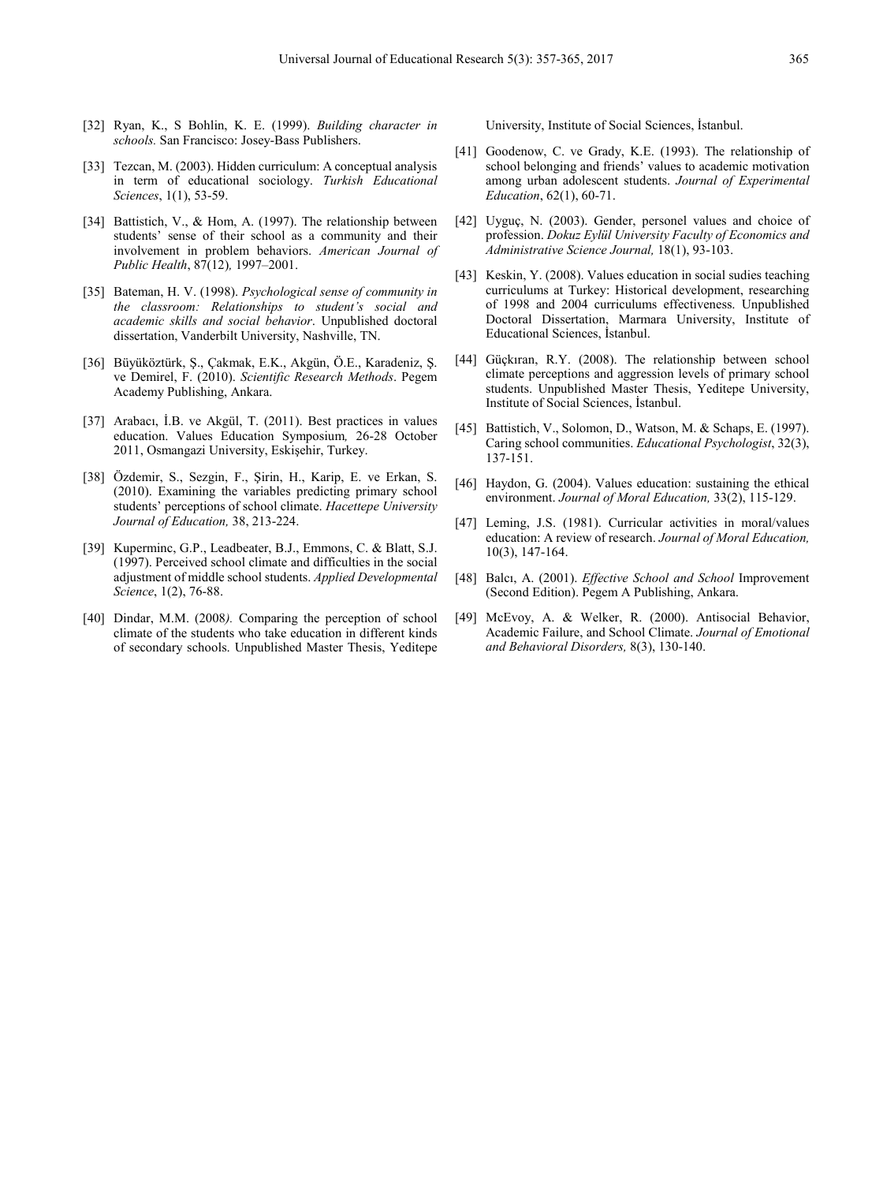[32] Ryan, K., S Bohlin, K. E. (1999). *Building character in schools.* San Francisco: Josey-Bass Publishers.

[33] Tezcan, M. (2003). Hidden curriculum: A conceptual analysis in term of educational sociology. *Turkish Educational Sciences*, 1(1), 53-59.

[34] Battistich, V., & Hom, A. (1997). The relationship between students' sense of their school as a community and their involvement in problem behaviors. *American Journal of Public Health*, 87(12)*,* 1997–2001.

[35] Bateman, H. V. (1998). *Psychological sense of community in the classroom: Relationships to student's social and academic skills and social behavior*. Unpublished doctoral dissertation, Vanderbilt University, Nashville, TN.

[36] Büyüköztürk, Ş., Çakmak, E.K., Akgün, Ö.E., Karadeniz, Ş. ve Demirel, F. (2010). *Scientific Research Methods*. Pegem Academy Publishing, Ankara.

[37] Arabacı, İ.B. ve Akgül, T. (2011). Best practices in values education. Values Education Symposium*,* 26-28 October 2011, Osmangazi University, Eskişehir, Turkey.

[38] Özdemir, S., Sezgin, F., Şirin, H., Karip, E. ve Erkan, S. (2010). Examining the variables predicting primary school students' perceptions of school climate. *Hacettepe University Journal of Education,* 38, 213-224.

[39] Kuperminc, G.P., Leadbeater, B.J., Emmons, C. & Blatt, S.J. (1997). Perceived school climate and difficulties in the social adjustment of middle school students. *Applied Developmental Science*, 1(2), 76-88.

[40] Dindar, M.M. (2008*).* Comparing the perception of school climate of the students who take education in different kinds of secondary schools. Unpublished Master Thesis, Yeditepe University, Institute of Social Sciences, İstanbul.

[41] Goodenow, C. ve Grady, K.E. (1993). The relationship of school belonging and friends' values to academic motivation among urban adolescent students. *Journal of Experimental Education*, 62(1), 60-71.

[42] Uyguç, N. (2003). Gender, personel values and choice of profession. *Dokuz Eylül University Faculty of Economics and Administrative Science Journal,* 18(1), 93-103.

[43] Keskin, Y. (2008). Values education in social sudies teaching curriculums at Turkey: Historical development, researching of 1998 and 2004 curriculums effectiveness. Unpublished Doctoral Dissertation, Marmara University, Institute of Educational Sciences, İstanbul.

[44] Güçkıran, R.Y. (2008). The relationship between school climate perceptions and aggression levels of primary school students. Unpublished Master Thesis, Yeditepe University, Institute of Social Sciences, İstanbul.

[45] Battistich, V., Solomon, D., Watson, M. & Schaps, E. (1997). Caring school communities. *Educational Psychologist*, 32(3), 137-151.

[46] Haydon, G. (2004). Values education: sustaining the ethical environment. *Journal of Moral Education,* 33(2), 115-129.

[47] Leming, J.S. (1981). Curricular activities in moral/values education: A review of research. *Journal of Moral Education,* 10(3), 147-164.

[48] Balcı, A. (2001). *Effective School and School* Improvement (Second Edition). Pegem A Publishing, Ankara.

[49] McEvoy, A. & Welker, R. (2000). Antisocial Behavior, Academic Failure, and School Climate. *Journal of Emotional and Behavioral Disorders,* 8(3), 130-140.